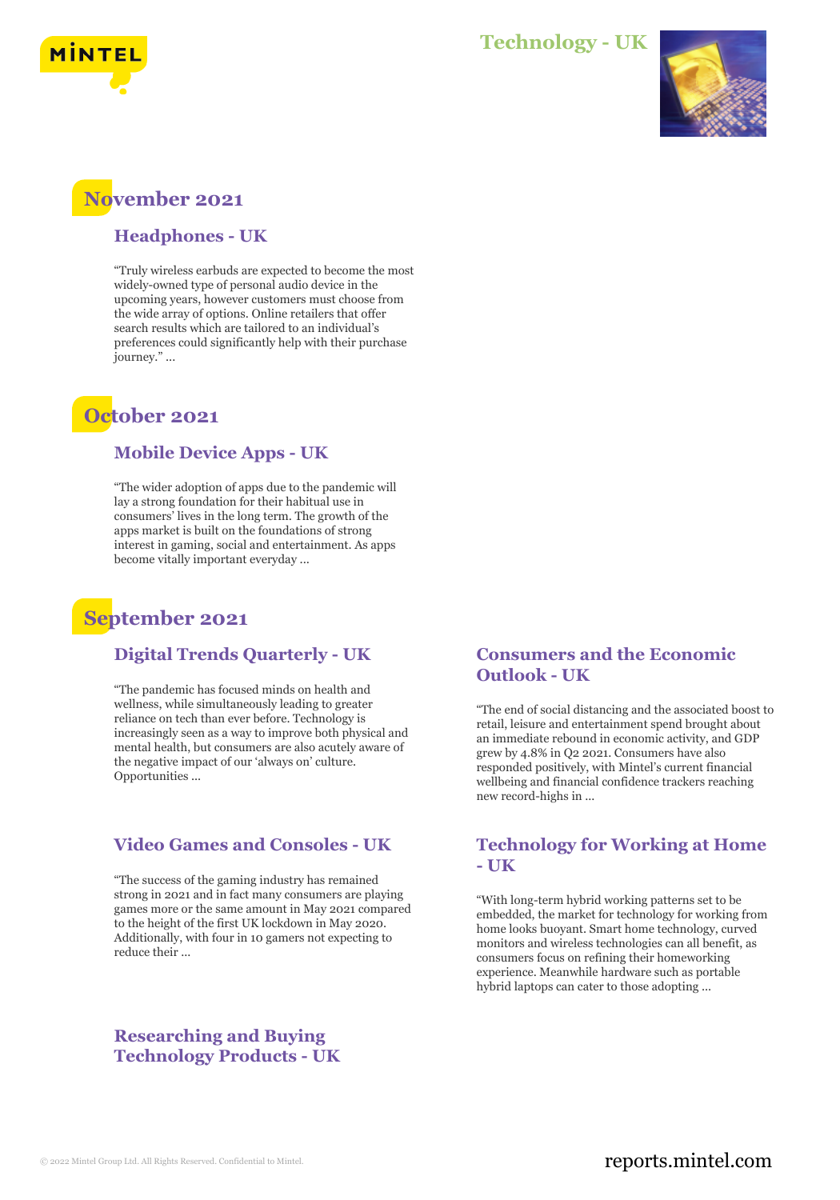# Technology - UK

## November 2021

### Headphones - UK

"Truly wireless earbuds are expected to become the most widely-owned type of personal audio device in the upcoming years, however customers must choose from the wide array of options. Online retailers that offer search results which are tailored to an individual's preferences could significantly help with their purchase journey." ...

## October 2021

### Mobile Device Apps - UK

"The wider adoption of apps due to the pandemic will lay a strong foundation for their habitual use in consumers' lives in the long term. The growth of the apps market is built on the foundations of strong interest in gaming, social and entertainment. As apps become vitally important everyday ...

## September 2021

### Digital Trends Quarterly - UK

"The pandemic has focused minds on health and wellness, while simultaneously leading to greater reliance on tech than ever before. Technology is increasingly seen as a way to improve both physical and mental health, but consumers are also acutely aware of the negative impact of our 'always on' culture. Opportunities ...

### Consumers and the Economic Outlook - UK

"The end of social distancing and the associated boost to retail, leisure and entertainment spend brought about an immediate rebound in economic activity, and GDP grew by 4.8% in Q2 2021. Consumers have also responded positively, with Mintel's current financial wellbeing and financial confidence trackers reaching new record-highs in ...

### Video Games and Consoles - UK

"The success of the gaming industry has remained strong in 2021 and in fact many consumers are playing games more or the same amount in May 2021 compared to the height of the first UK lockdown in May 2020. Additionally, with four in 10 gamers not expecting to reduce their ...

### Technology for Working at Home - UK

"With long-term hybrid working patterns set to be embedded, the market for technology for working from home looks buoyant. Smart home technology, curved monitors and wireless technologies can all benefit, as consumers focus on refining their homeworking experience. Meanwhile hardware such as portable hybrid laptops can cater to those adopting ...

### Researching and Buying Technology Products - UK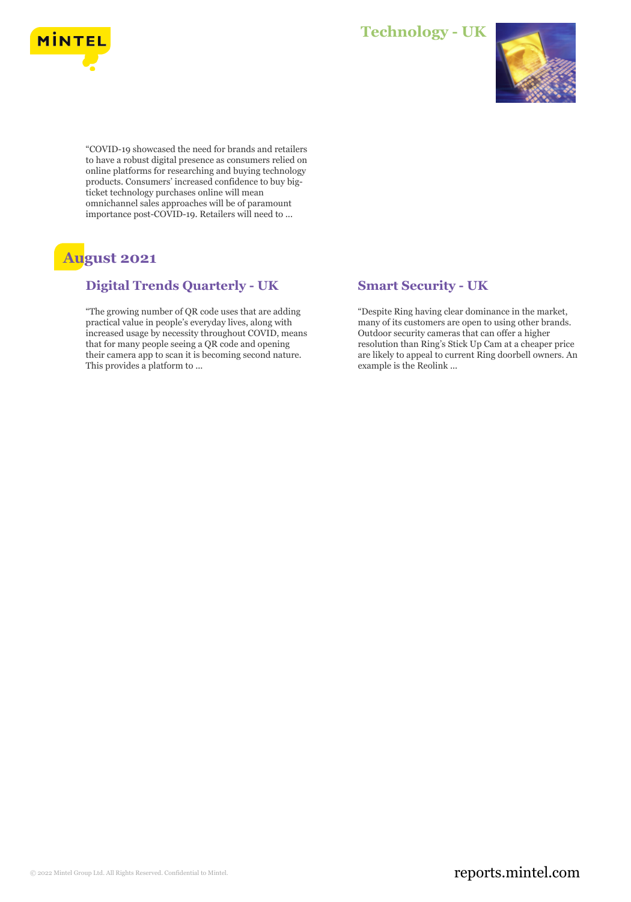"COVID-19 showcased the need for brands and retailers to have a robust digital presence as consumers relied on online platforms for researching and buying technology products. Consumers' increased confidence to buy big-ticket technology purchases online will mean omnichannel sales approaches will be of paramount importance post-COVID-19. Retailers will need to ...

## August 2021

### Digital Trends Quarterly - UK

"The growing number of QR code uses that are adding practical value in people's everyday lives, along with increased usage by necessity throughout COVID, means that for many people seeing a QR code and opening their camera app to scan it is becoming second nature. This provides a platform to ...

### Smart Security - UK

"Despite Ring having clear dominance in the market, many of its customers are open to using other brands. Outdoor security cameras that can offer a higher resolution than Ring's Stick Up Cam at a cheaper price are likely to appeal to current Ring doorbell owners. An example is the Reolink ...